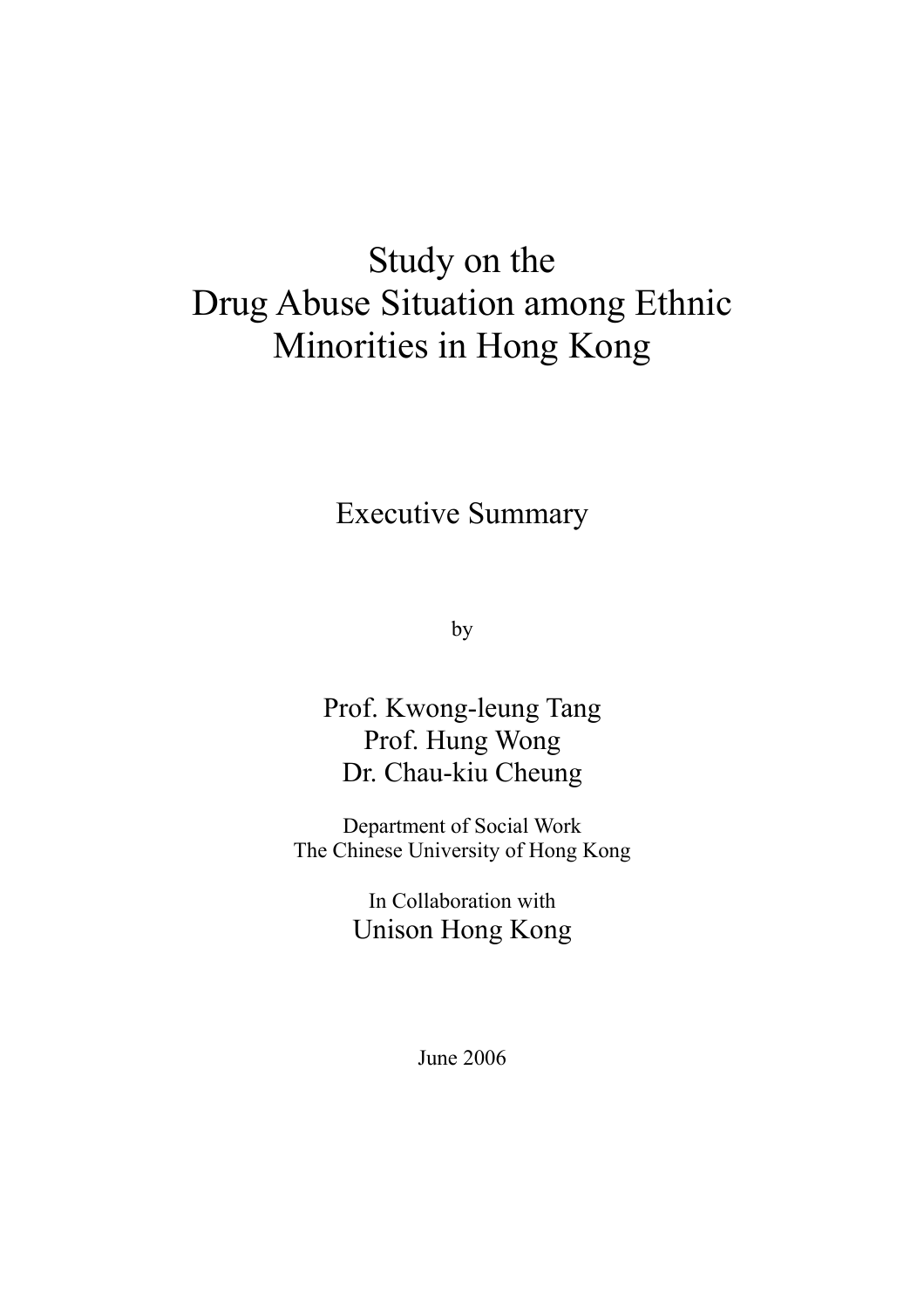# Study on the Drug Abuse Situation among Ethnic Minorities in Hong Kong

## Executive Summary

by

Prof. Kwong-leung Tang
Prof. Hung Wong
Dr. Chau-kiu Cheung

Department of Social Work
The Chinese University of Hong Kong

In Collaboration with
Unison Hong Kong

June 2006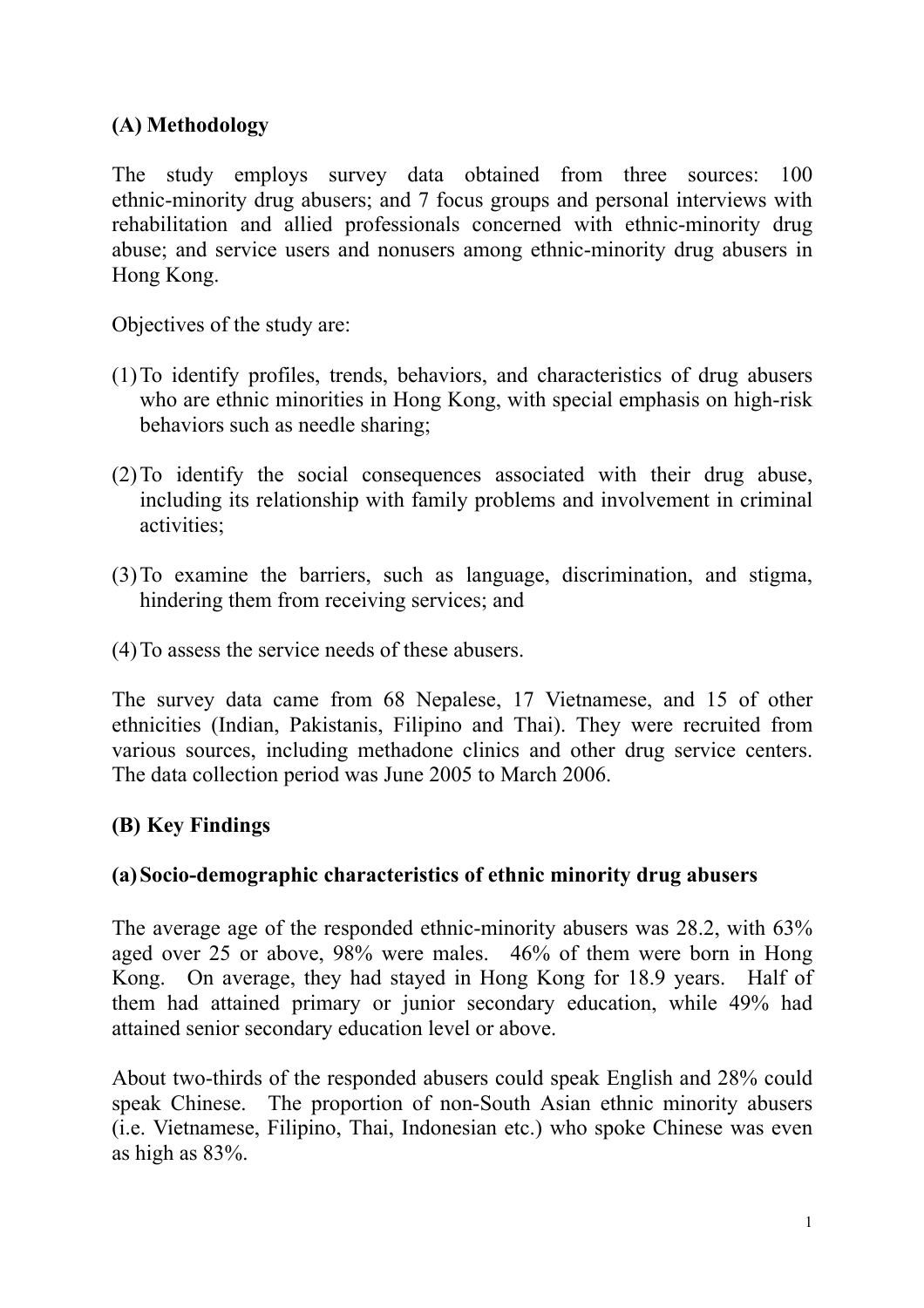## (A) Methodology

The study employs survey data obtained from three sources: 100 ethnic-minority drug abusers; and 7 focus groups and personal interviews with rehabilitation and allied professionals concerned with ethnic-minority drug abuse; and service users and nonusers among ethnic-minority drug abusers in Hong Kong.

Objectives of the study are:

(1) To identify profiles, trends, behaviors, and characteristics of drug abusers who are ethnic minorities in Hong Kong, with special emphasis on high-risk behaviors such as needle sharing;

(2) To identify the social consequences associated with their drug abuse, including its relationship with family problems and involvement in criminal activities;

(3) To examine the barriers, such as language, discrimination, and stigma, hindering them from receiving services; and

(4) To assess the service needs of these abusers.

The survey data came from 68 Nepalese, 17 Vietnamese, and 15 of other ethnicities (Indian, Pakistanis, Filipino and Thai). They were recruited from various sources, including methadone clinics and other drug service centers. The data collection period was June 2005 to March 2006.

## (B) Key Findings

### (a) Socio-demographic characteristics of ethnic minority drug abusers

The average age of the responded ethnic-minority abusers was 28.2, with 63% aged over 25 or above, 98% were males. 46% of them were born in Hong Kong. On average, they had stayed in Hong Kong for 18.9 years. Half of them had attained primary or junior secondary education, while 49% had attained senior secondary education level or above.

About two-thirds of the responded abusers could speak English and 28% could speak Chinese. The proportion of non-South Asian ethnic minority abusers (i.e. Vietnamese, Filipino, Thai, Indonesian etc.) who spoke Chinese was even as high as 83%.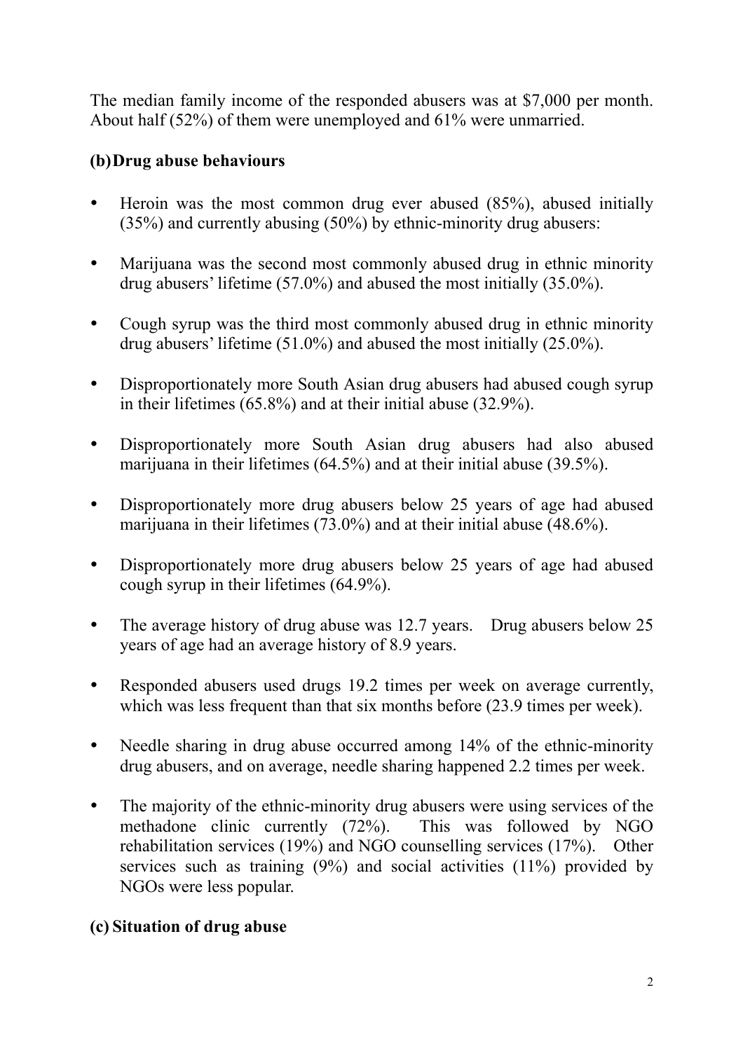The median family income of the responded abusers was at $7,000 per month. About half (52%) of them were unemployed and 61% were unmarried.

### (b) Drug abuse behaviours

- Heroin was the most common drug ever abused (85%), abused initially (35%) and currently abusing (50%) by ethnic-minority drug abusers:
- Marijuana was the second most commonly abused drug in ethnic minority drug abusers' lifetime (57.0%) and abused the most initially (35.0%).
- Cough syrup was the third most commonly abused drug in ethnic minority drug abusers' lifetime (51.0%) and abused the most initially (25.0%).
- Disproportionately more South Asian drug abusers had abused cough syrup in their lifetimes (65.8%) and at their initial abuse (32.9%).
- Disproportionately more South Asian drug abusers had also abused marijuana in their lifetimes (64.5%) and at their initial abuse (39.5%).
- Disproportionately more drug abusers below 25 years of age had abused marijuana in their lifetimes (73.0%) and at their initial abuse (48.6%).
- Disproportionately more drug abusers below 25 years of age had abused cough syrup in their lifetimes (64.9%).
- The average history of drug abuse was 12.7 years. Drug abusers below 25 years of age had an average history of 8.9 years.
- Responded abusers used drugs 19.2 times per week on average currently, which was less frequent than that six months before (23.9 times per week).
- Needle sharing in drug abuse occurred among 14% of the ethnic-minority drug abusers, and on average, needle sharing happened 2.2 times per week.
- The majority of the ethnic-minority drug abusers were using services of the methadone clinic currently (72%). This was followed by NGO rehabilitation services (19%) and NGO counselling services (17%). Other services such as training (9%) and social activities (11%) provided by NGOs were less popular.

### (c) Situation of drug abuse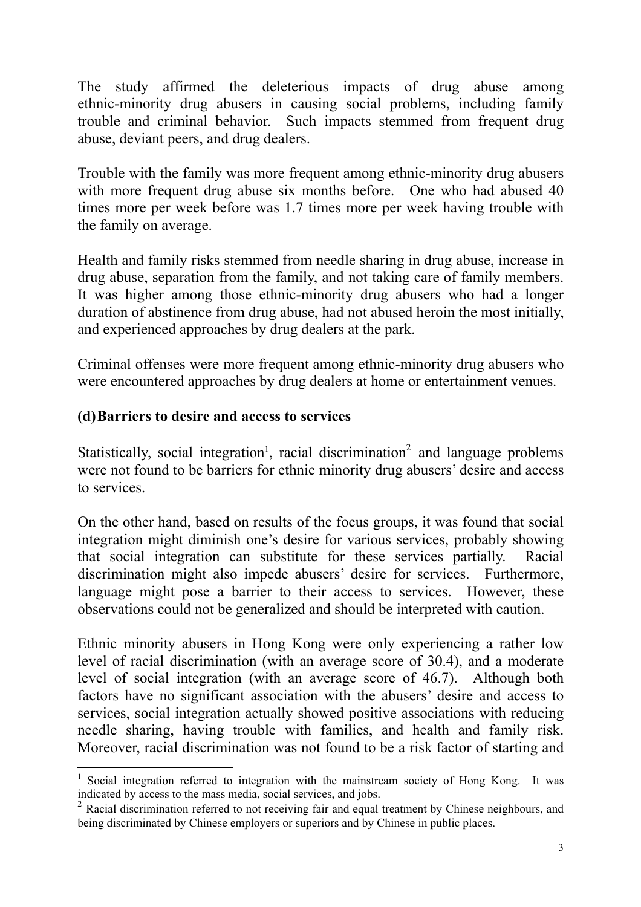The study affirmed the deleterious impacts of drug abuse among ethnic-minority drug abusers in causing social problems, including family trouble and criminal behavior. Such impacts stemmed from frequent drug abuse, deviant peers, and drug dealers.

Trouble with the family was more frequent among ethnic-minority drug abusers with more frequent drug abuse six months before. One who had abused 40 times more per week before was 1.7 times more per week having trouble with the family on average.

Health and family risks stemmed from needle sharing in drug abuse, increase in drug abuse, separation from the family, and not taking care of family members. It was higher among those ethnic-minority drug abusers who had a longer duration of abstinence from drug abuse, had not abused heroin the most initially, and experienced approaches by drug dealers at the park.

Criminal offenses were more frequent among ethnic-minority drug abusers who were encountered approaches by drug dealers at home or entertainment venues.

### (d) Barriers to desire and access to services

Statistically, social integration[1], racial discrimination[2] and language problems were not found to be barriers for ethnic minority drug abusers' desire and access to services.

On the other hand, based on results of the focus groups, it was found that social integration might diminish one's desire for various services, probably showing that social integration can substitute for these services partially. Racial discrimination might also impede abusers' desire for services. Furthermore, language might pose a barrier to their access to services. However, these observations could not be generalized and should be interpreted with caution.

Ethnic minority abusers in Hong Kong were only experiencing a rather low level of racial discrimination (with an average score of 30.4), and a moderate level of social integration (with an average score of 46.7). Although both factors have no significant association with the abusers' desire and access to services, social integration actually showed positive associations with reducing needle sharing, having trouble with families, and health and family risk. Moreover, racial discrimination was not found to be a risk factor of starting and

---

[1] Social integration referred to integration with the mainstream society of Hong Kong. It was indicated by access to the mass media, social services, and jobs.

[2] Racial discrimination referred to not receiving fair and equal treatment by Chinese neighbours, and being discriminated by Chinese employers or superiors and by Chinese in public places.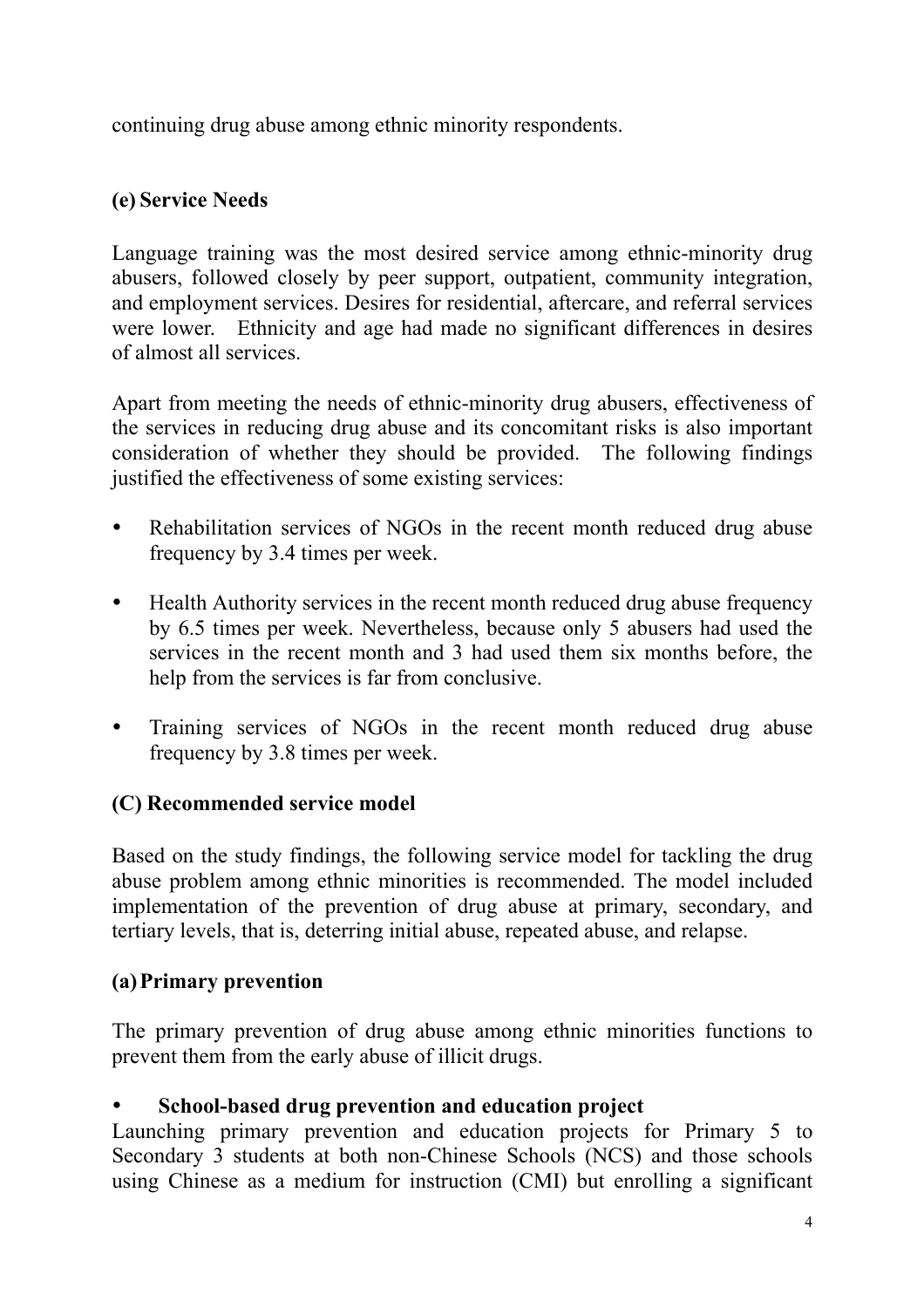continuing drug abuse among ethnic minority respondents.

### (e) Service Needs

Language training was the most desired service among ethnic-minority drug abusers, followed closely by peer support, outpatient, community integration, and employment services. Desires for residential, aftercare, and referral services were lower. Ethnicity and age had made no significant differences in desires of almost all services.

Apart from meeting the needs of ethnic-minority drug abusers, effectiveness of the services in reducing drug abuse and its concomitant risks is also important consideration of whether they should be provided. The following findings justified the effectiveness of some existing services:

- Rehabilitation services of NGOs in the recent month reduced drug abuse frequency by 3.4 times per week.
- Health Authority services in the recent month reduced drug abuse frequency by 6.5 times per week. Nevertheless, because only 5 abusers had used the services in the recent month and 3 had used them six months before, the help from the services is far from conclusive.
- Training services of NGOs in the recent month reduced drug abuse frequency by 3.8 times per week.

## (C) Recommended service model

Based on the study findings, the following service model for tackling the drug abuse problem among ethnic minorities is recommended. The model included implementation of the prevention of drug abuse at primary, secondary, and tertiary levels, that is, deterring initial abuse, repeated abuse, and relapse.

### (a) Primary prevention

The primary prevention of drug abuse among ethnic minorities functions to prevent them from the early abuse of illicit drugs.

- **School-based drug prevention and education project**

Launching primary prevention and education projects for Primary 5 to Secondary 3 students at both non-Chinese Schools (NCS) and those schools using Chinese as a medium for instruction (CMI) but enrolling a significant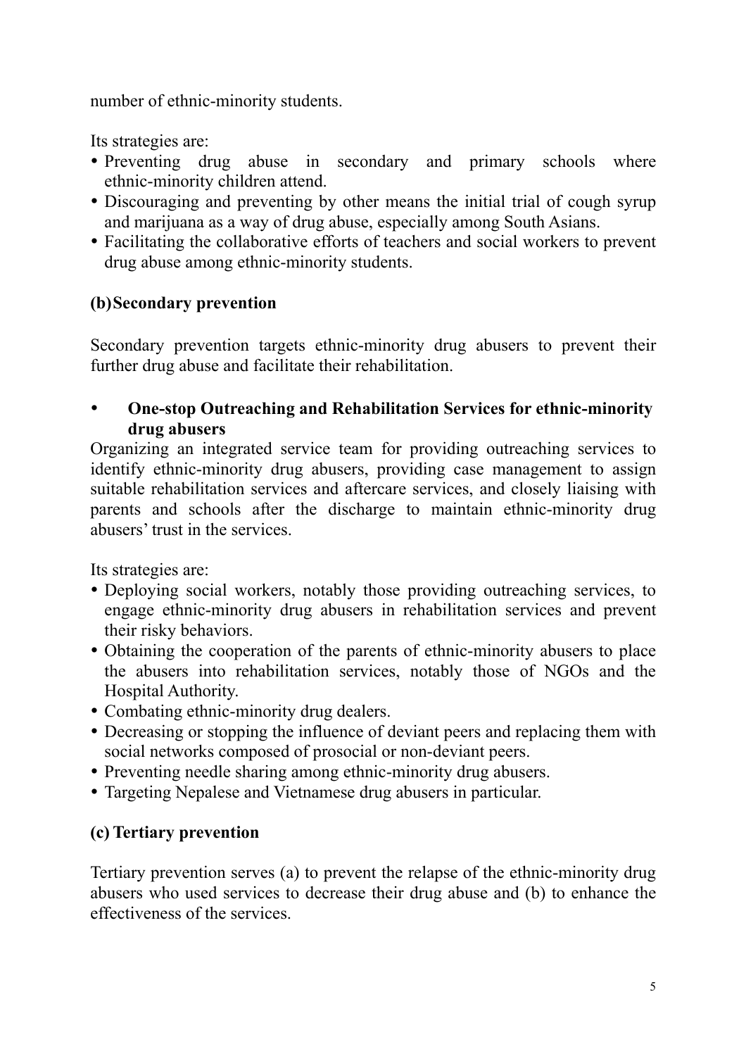number of ethnic-minority students.

Its strategies are:

- Preventing drug abuse in secondary and primary schools where ethnic-minority children attend.
- Discouraging and preventing by other means the initial trial of cough syrup and marijuana as a way of drug abuse, especially among South Asians.
- Facilitating the collaborative efforts of teachers and social workers to prevent drug abuse among ethnic-minority students.

### (b) Secondary prevention

Secondary prevention targets ethnic-minority drug abusers to prevent their further drug abuse and facilitate their rehabilitation.

- **One-stop Outreaching and Rehabilitation Services for ethnic-minority drug abusers**

Organizing an integrated service team for providing outreaching services to identify ethnic-minority drug abusers, providing case management to assign suitable rehabilitation services and aftercare services, and closely liaising with parents and schools after the discharge to maintain ethnic-minority drug abusers' trust in the services.

Its strategies are:

- Deploying social workers, notably those providing outreaching services, to engage ethnic-minority drug abusers in rehabilitation services and prevent their risky behaviors.
- Obtaining the cooperation of the parents of ethnic-minority abusers to place the abusers into rehabilitation services, notably those of NGOs and the Hospital Authority.
- Combating ethnic-minority drug dealers.
- Decreasing or stopping the influence of deviant peers and replacing them with social networks composed of prosocial or non-deviant peers.
- Preventing needle sharing among ethnic-minority drug abusers.
- Targeting Nepalese and Vietnamese drug abusers in particular.

### (c) Tertiary prevention

Tertiary prevention serves (a) to prevent the relapse of the ethnic-minority drug abusers who used services to decrease their drug abuse and (b) to enhance the effectiveness of the services.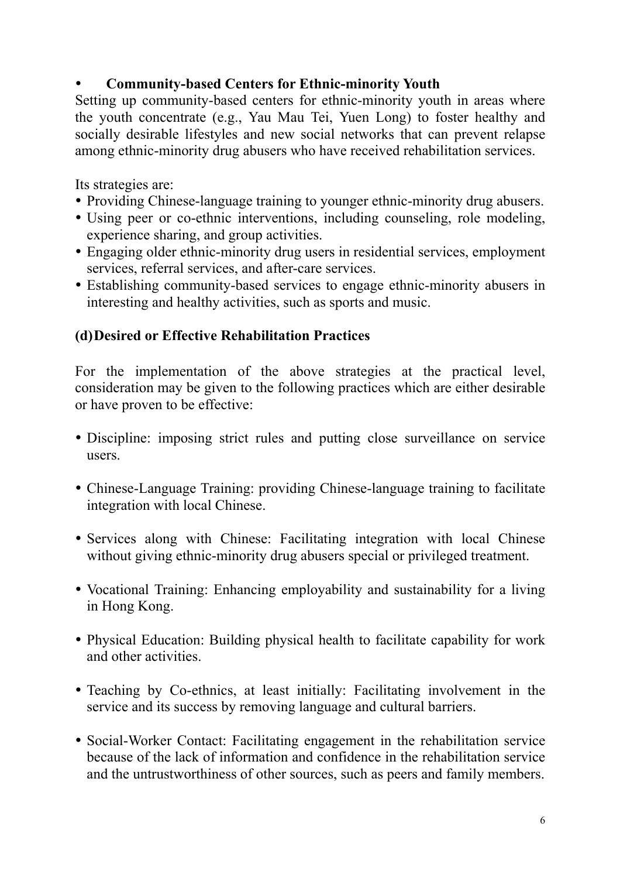- **Community-based Centers for Ethnic-minority Youth**

Setting up community-based centers for ethnic-minority youth in areas where the youth concentrate (e.g., Yau Mau Tei, Yuen Long) to foster healthy and socially desirable lifestyles and new social networks that can prevent relapse among ethnic-minority drug abusers who have received rehabilitation services.

Its strategies are:

- Providing Chinese-language training to younger ethnic-minority drug abusers.
- Using peer or co-ethnic interventions, including counseling, role modeling, experience sharing, and group activities.
- Engaging older ethnic-minority drug users in residential services, employment services, referral services, and after-care services.
- Establishing community-based services to engage ethnic-minority abusers in interesting and healthy activities, such as sports and music.

### (d) Desired or Effective Rehabilitation Practices

For the implementation of the above strategies at the practical level, consideration may be given to the following practices which are either desirable or have proven to be effective:

- Discipline: imposing strict rules and putting close surveillance on service users.
- Chinese-Language Training: providing Chinese-language training to facilitate integration with local Chinese.
- Services along with Chinese: Facilitating integration with local Chinese without giving ethnic-minority drug abusers special or privileged treatment.
- Vocational Training: Enhancing employability and sustainability for a living in Hong Kong.
- Physical Education: Building physical health to facilitate capability for work and other activities.
- Teaching by Co-ethnics, at least initially: Facilitating involvement in the service and its success by removing language and cultural barriers.
- Social-Worker Contact: Facilitating engagement in the rehabilitation service because of the lack of information and confidence in the rehabilitation service and the untrustworthiness of other sources, such as peers and family members.